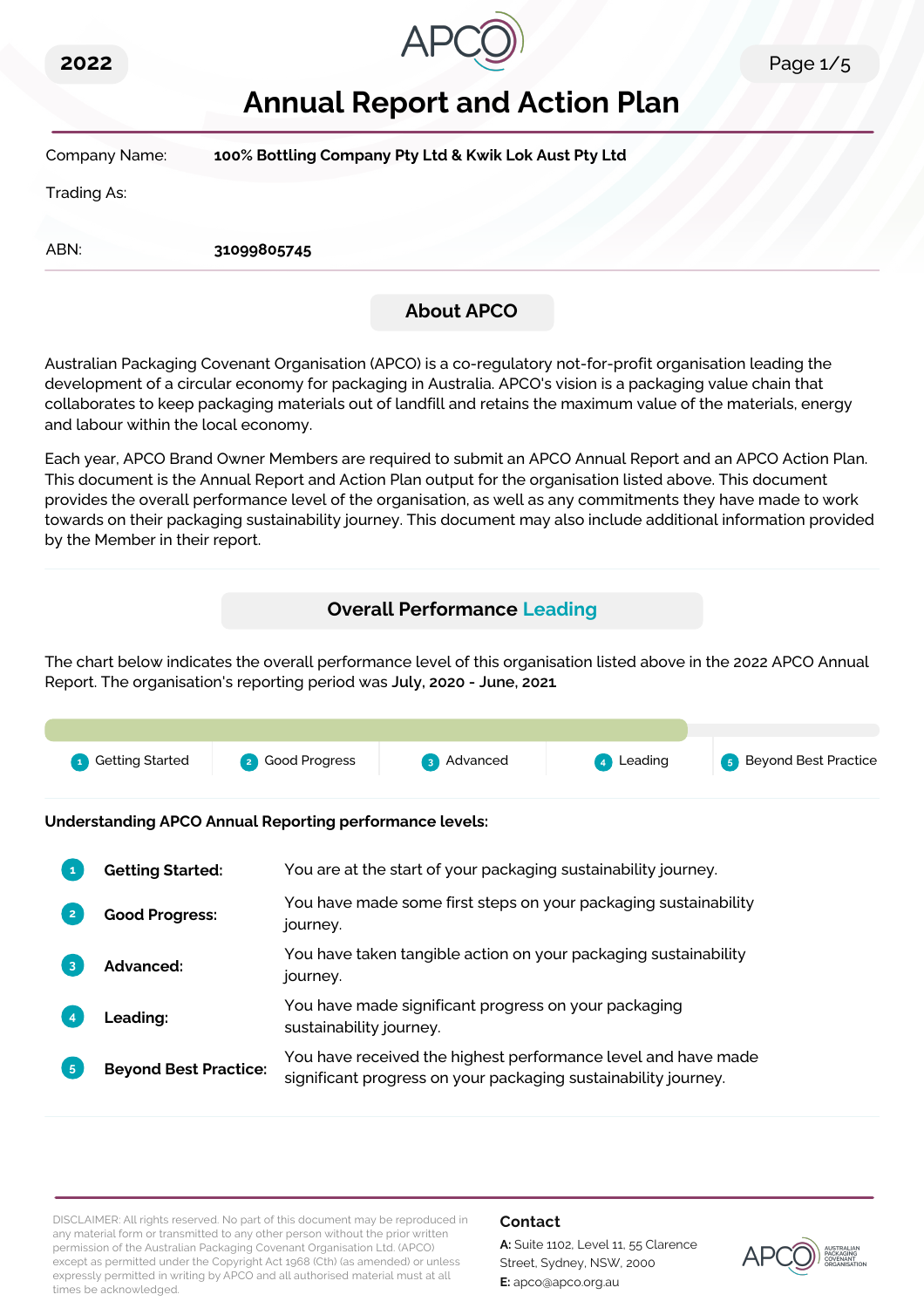2022

# Annual Report and Action Plan

| | |
|---|---|
| Company Name: | **100% Bottling Company Pty Ltd & Kwik Lok Aust Pty Ltd** |
| Trading As: | |
| ABN: | **31099805745** |

## About APCO

Australian Packaging Covenant Organisation (APCO) is a co-regulatory not-for-profit organisation leading the development of a circular economy for packaging in Australia. APCO's vision is a packaging value chain that collaborates to keep packaging materials out of landfill and retains the maximum value of the materials, energy and labour within the local economy.

Each year, APCO Brand Owner Members are required to submit an APCO Annual Report and an APCO Action Plan. This document is the Annual Report and Action Plan output for the organisation listed above. This document provides the overall performance level of the organisation, as well as any commitments they have made to work towards on their packaging sustainability journey. This document may also include additional information provided by the Member in their report.

## Overall Performance Leading

The chart below indicates the overall performance level of this organisation listed above in the 2022 APCO Annual Report. The organisation's reporting period was **July, 2020 - June, 2021**

1 Getting Started | 2 Good Progress | 3 Advanced | 4 Leading | 5 Beyond Best Practice

**Understanding APCO Annual Reporting performance levels:**

| | | |
|---|---|---|
| 1 | **Getting Started:** | You are at the start of your packaging sustainability journey. |
| 2 | **Good Progress:** | You have made some first steps on your packaging sustainability journey. |
| 3 | **Advanced:** | You have taken tangible action on your packaging sustainability journey. |
| 4 | **Leading:** | You have made significant progress on your packaging sustainability journey. |
| 5 | **Beyond Best Practice:** | You have received the highest performance level and have made significant progress on your packaging sustainability journey. |

DISCLAIMER: All rights reserved. No part of this document may be reproduced in any material form or transmitted to any other person without the prior written permission of the Australian Packaging Covenant Organisation Ltd. (APCO) except as permitted under the Copyright Act 1968 (Cth) (as amended) or unless expressly permitted in writing by APCO and all authorised material must at all times be acknowledged.

**Contact**

**A:** Suite 1102, Level 11, 55 Clarence Street, Sydney, NSW, 2000

**E:** apco@apco.org.au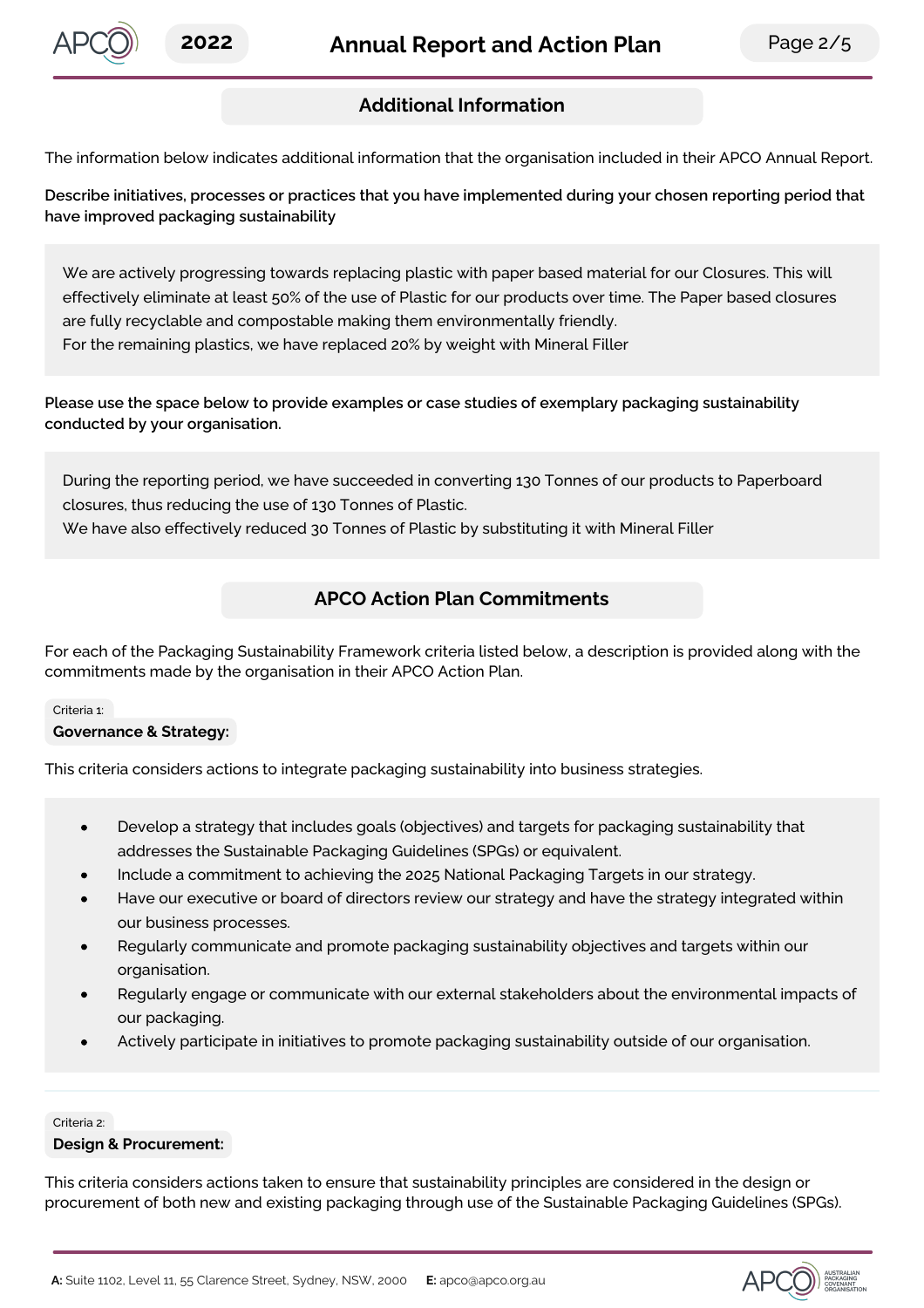## Additional Information

The information below indicates additional information that the organisation included in their APCO Annual Report.

**Describe initiatives, processes or practices that you have implemented during your chosen reporting period that have improved packaging sustainability**

We are actively progressing towards replacing plastic with paper based material for our Closures. This will effectively eliminate at least 50% of the use of Plastic for our products over time. The Paper based closures are fully recyclable and compostable making them environmentally friendly.
For the remaining plastics, we have replaced 20% by weight with Mineral Filler

**Please use the space below to provide examples or case studies of exemplary packaging sustainability conducted by your organisation.**

During the reporting period, we have succeeded in converting 130 Tonnes of our products to Paperboard closures, thus reducing the use of 130 Tonnes of Plastic.
We have also effectively reduced 30 Tonnes of Plastic by substituting it with Mineral Filler

## APCO Action Plan Commitments

For each of the Packaging Sustainability Framework criteria listed below, a description is provided along with the commitments made by the organisation in their APCO Action Plan.

Criteria 1:

**Governance & Strategy:**

This criteria considers actions to integrate packaging sustainability into business strategies.

- Develop a strategy that includes goals (objectives) and targets for packaging sustainability that addresses the Sustainable Packaging Guidelines (SPGs) or equivalent.
- Include a commitment to achieving the 2025 National Packaging Targets in our strategy.
- Have our executive or board of directors review our strategy and have the strategy integrated within our business processes.
- Regularly communicate and promote packaging sustainability objectives and targets within our organisation.
- Regularly engage or communicate with our external stakeholders about the environmental impacts of our packaging.
- Actively participate in initiatives to promote packaging sustainability outside of our organisation.

Criteria 2:

**Design & Procurement:**

This criteria considers actions taken to ensure that sustainability principles are considered in the design or procurement of both new and existing packaging through use of the Sustainable Packaging Guidelines (SPGs).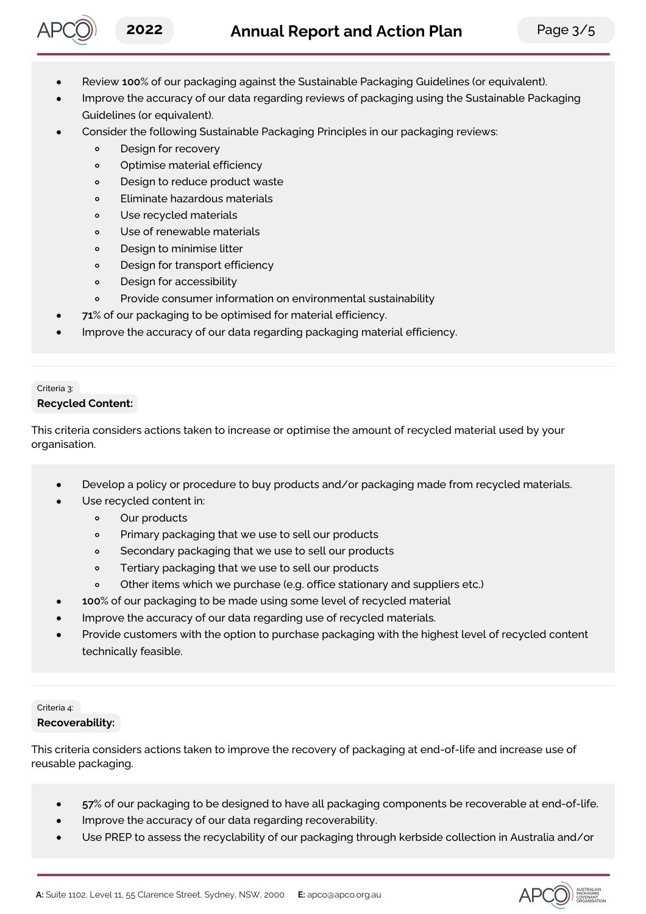- Review **100**% of our packaging against the Sustainable Packaging Guidelines (or equivalent).
- Improve the accuracy of our data regarding reviews of packaging using the Sustainable Packaging Guidelines (or equivalent).
- Consider the following Sustainable Packaging Principles in our packaging reviews:
  - Design for recovery
  - Optimise material efficiency
  - Design to reduce product waste
  - Eliminate hazardous materials
  - Use recycled materials
  - Use of renewable materials
  - Design to minimise litter
  - Design for transport efficiency
  - Design for accessibility
  - Provide consumer information on environmental sustainability
- **71**% of our packaging to be optimised for material efficiency.
- Improve the accuracy of our data regarding packaging material efficiency.

Criteria 3:

**Recycled Content:**

This criteria considers actions taken to increase or optimise the amount of recycled material used by your organisation.

- Develop a policy or procedure to buy products and/or packaging made from recycled materials.
- Use recycled content in:
  - Our products
  - Primary packaging that we use to sell our products
  - Secondary packaging that we use to sell our products
  - Tertiary packaging that we use to sell our products
  - Other items which we purchase (e.g. office stationary and suppliers etc.)
- **100**% of our packaging to be made using some level of recycled material
- Improve the accuracy of our data regarding use of recycled materials.
- Provide customers with the option to purchase packaging with the highest level of recycled content technically feasible.

Criteria 4:

**Recoverability:**

This criteria considers actions taken to improve the recovery of packaging at end-of-life and increase use of reusable packaging.

- **57**% of our packaging to be designed to have all packaging components be recoverable at end-of-life.
- Improve the accuracy of our data regarding recoverability.
- Use PREP to assess the recyclability of our packaging through kerbside collection in Australia and/or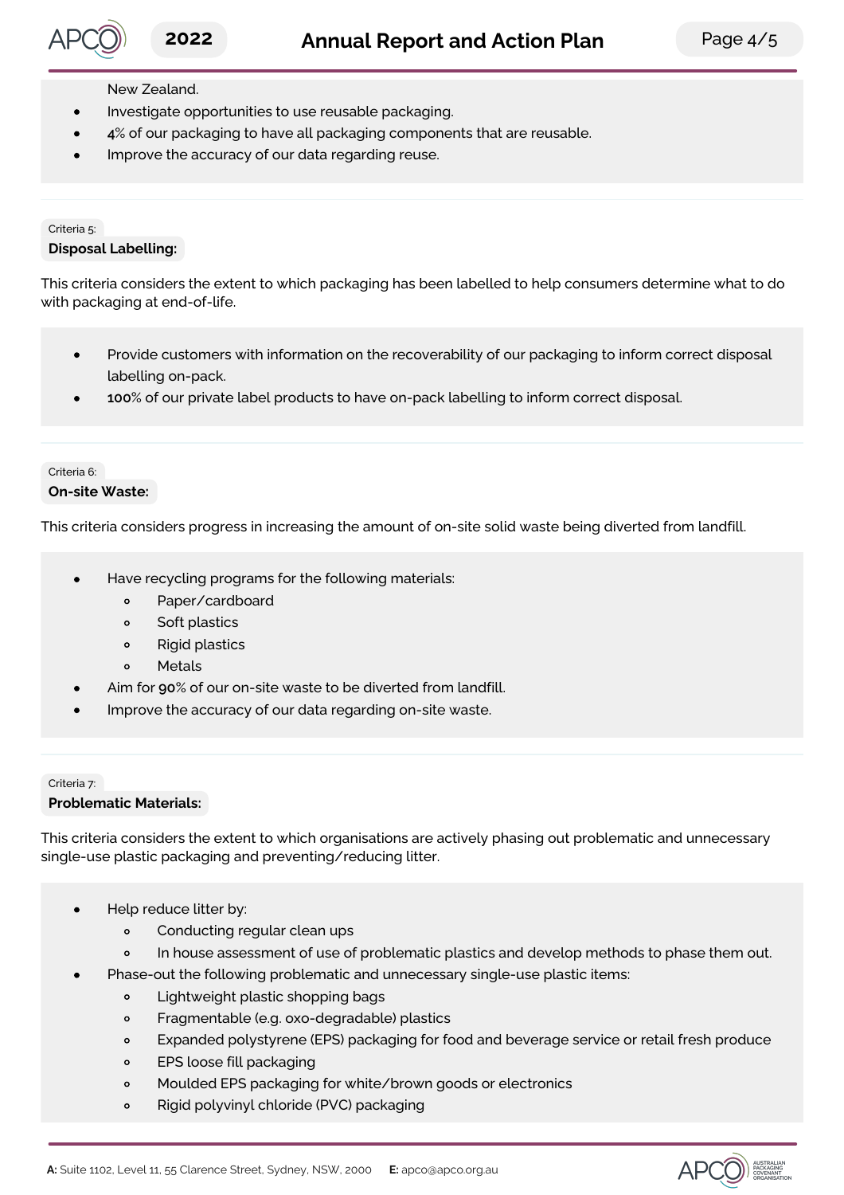New Zealand.
- Investigate opportunities to use reusable packaging.
- 4% of our packaging to have all packaging components that are reusable.
- Improve the accuracy of our data regarding reuse.

Criteria 5:

**Disposal Labelling:**

This criteria considers the extent to which packaging has been labelled to help consumers determine what to do with packaging at end-of-life.

- Provide customers with information on the recoverability of our packaging to inform correct disposal labelling on-pack.
- **100**% of our private label products to have on-pack labelling to inform correct disposal.

Criteria 6:

**On-site Waste:**

This criteria considers progress in increasing the amount of on-site solid waste being diverted from landfill.

- Have recycling programs for the following materials:
  - Paper/cardboard
  - Soft plastics
  - Rigid plastics
  - Metals
- Aim for **90**% of our on-site waste to be diverted from landfill.
- Improve the accuracy of our data regarding on-site waste.

Criteria 7:

**Problematic Materials:**

This criteria considers the extent to which organisations are actively phasing out problematic and unnecessary single-use plastic packaging and preventing/reducing litter.

- Help reduce litter by:
  - Conducting regular clean ups
  - In house assessment of use of problematic plastics and develop methods to phase them out.
- Phase-out the following problematic and unnecessary single-use plastic items:
  - Lightweight plastic shopping bags
  - Fragmentable (e.g. oxo-degradable) plastics
  - Expanded polystyrene (EPS) packaging for food and beverage service or retail fresh produce
  - EPS loose fill packaging
  - Moulded EPS packaging for white/brown goods or electronics
  - Rigid polyvinyl chloride (PVC) packaging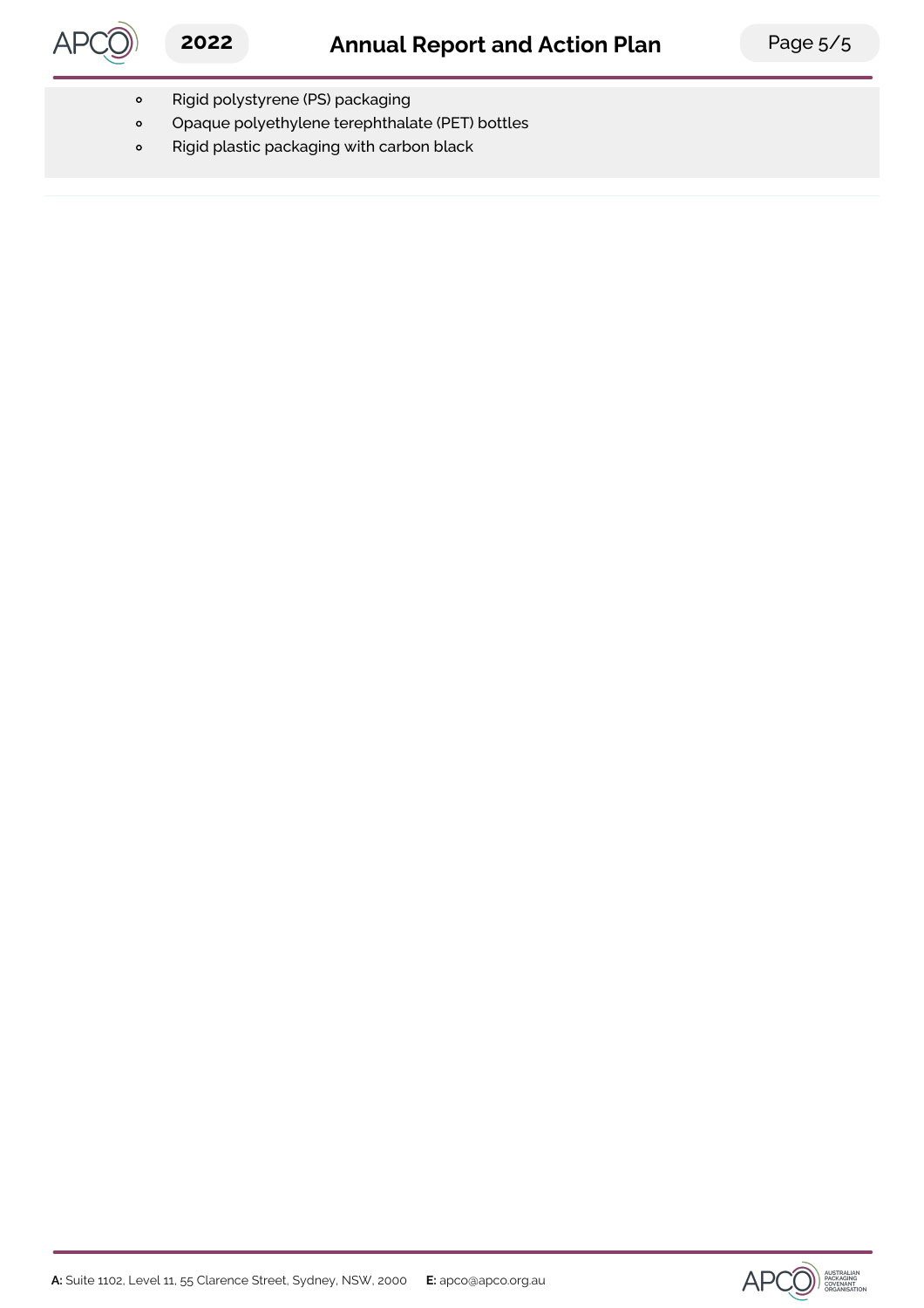- Rigid polystyrene (PS) packaging
- Opaque polyethylene terephthalate (PET) bottles
- Rigid plastic packaging with carbon black